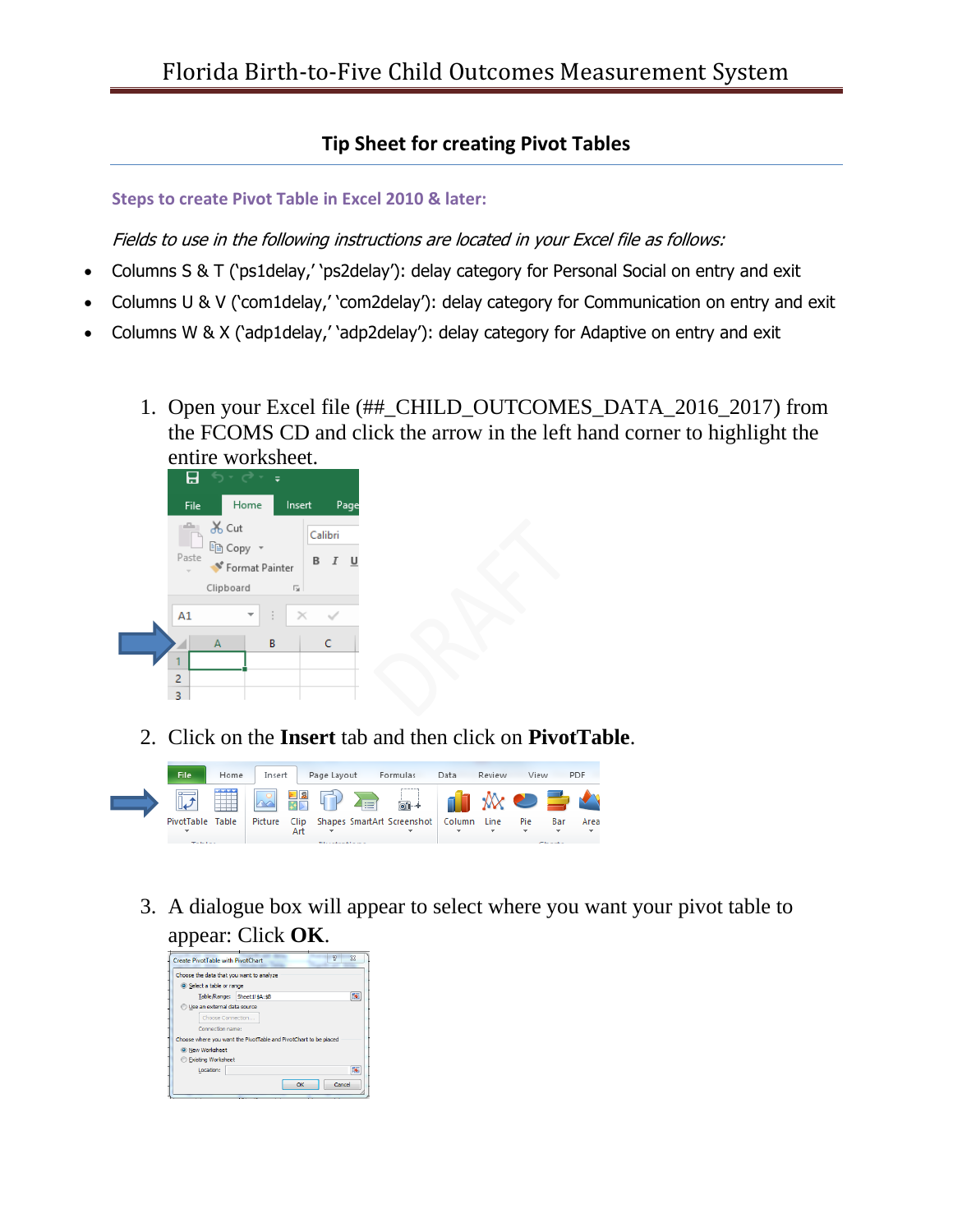Florida Birth-to-Five Child Outcomes Measurement System

## Tip Sheet for creating Pivot Tables

### Steps to create Pivot Table in Excel 2010 & later:

*Fields to use in the following instructions are located in your Excel file as follows:*

- Columns S & T ('ps1delay,' 'ps2delay'): delay category for Personal Social on entry and exit
- Columns U & V ('com1delay,' 'com2delay'): delay category for Communication on entry and exit
- Columns W & X ('adp1delay,' 'adp2delay'): delay category for Adaptive on entry and exit

1. Open your Excel file (##_CHILD_OUTCOMES_DATA_2016_2017) from the FCOMS CD and click the arrow in the left hand corner to highlight the entire worksheet.

2. Click on the **Insert** tab and then click on **PivotTable**.

3. A dialogue box will appear to select where you want your pivot table to appear: Click **OK**.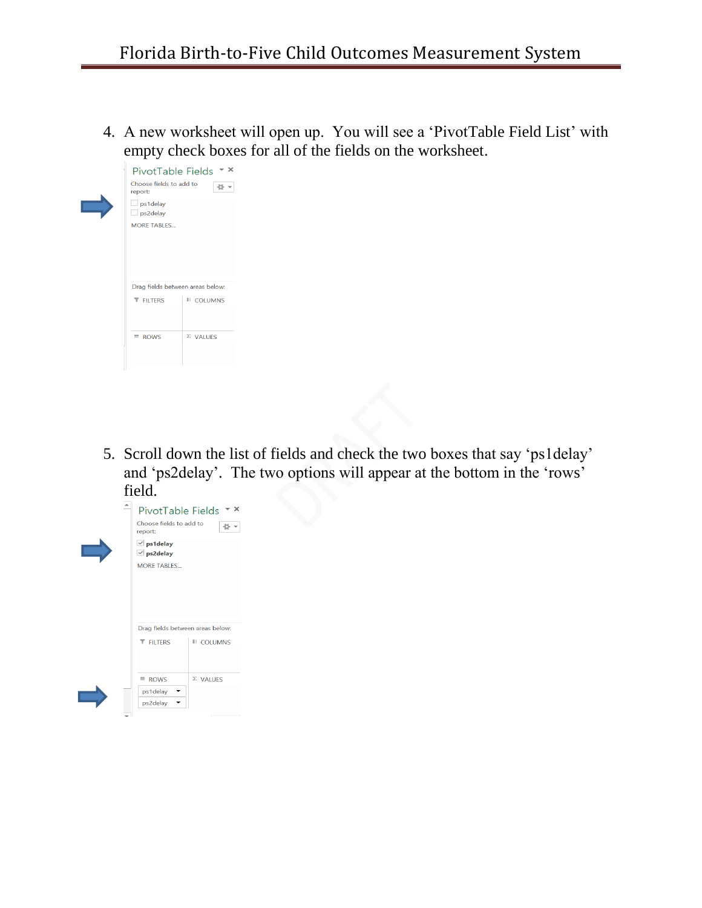4. A new worksheet will open up. You will see a 'PivotTable Field List' with empty check boxes for all of the fields on the worksheet.

5. Scroll down the list of fields and check the two boxes that say 'ps1delay' and 'ps2delay'. The two options will appear at the bottom in the 'rows' field.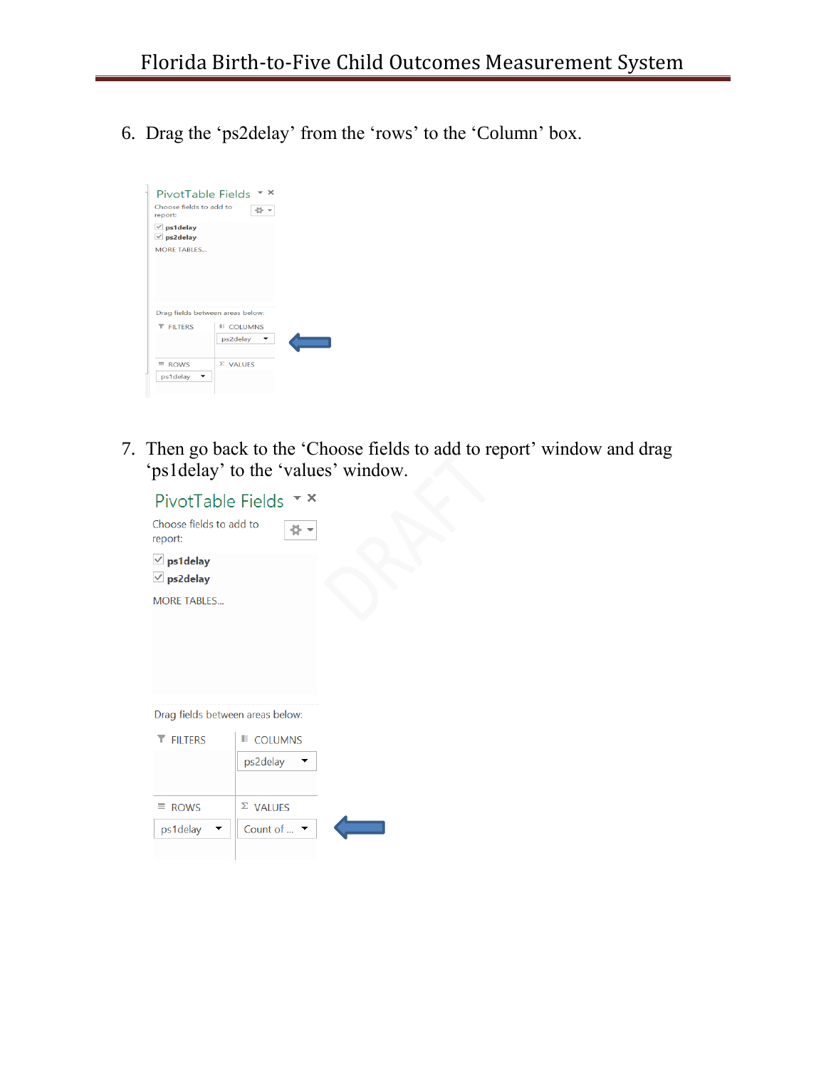6. Drag the 'ps2delay' from the 'rows' to the 'Column' box.

7. Then go back to the 'Choose fields to add to report' window and drag 'ps1delay' to the 'values' window.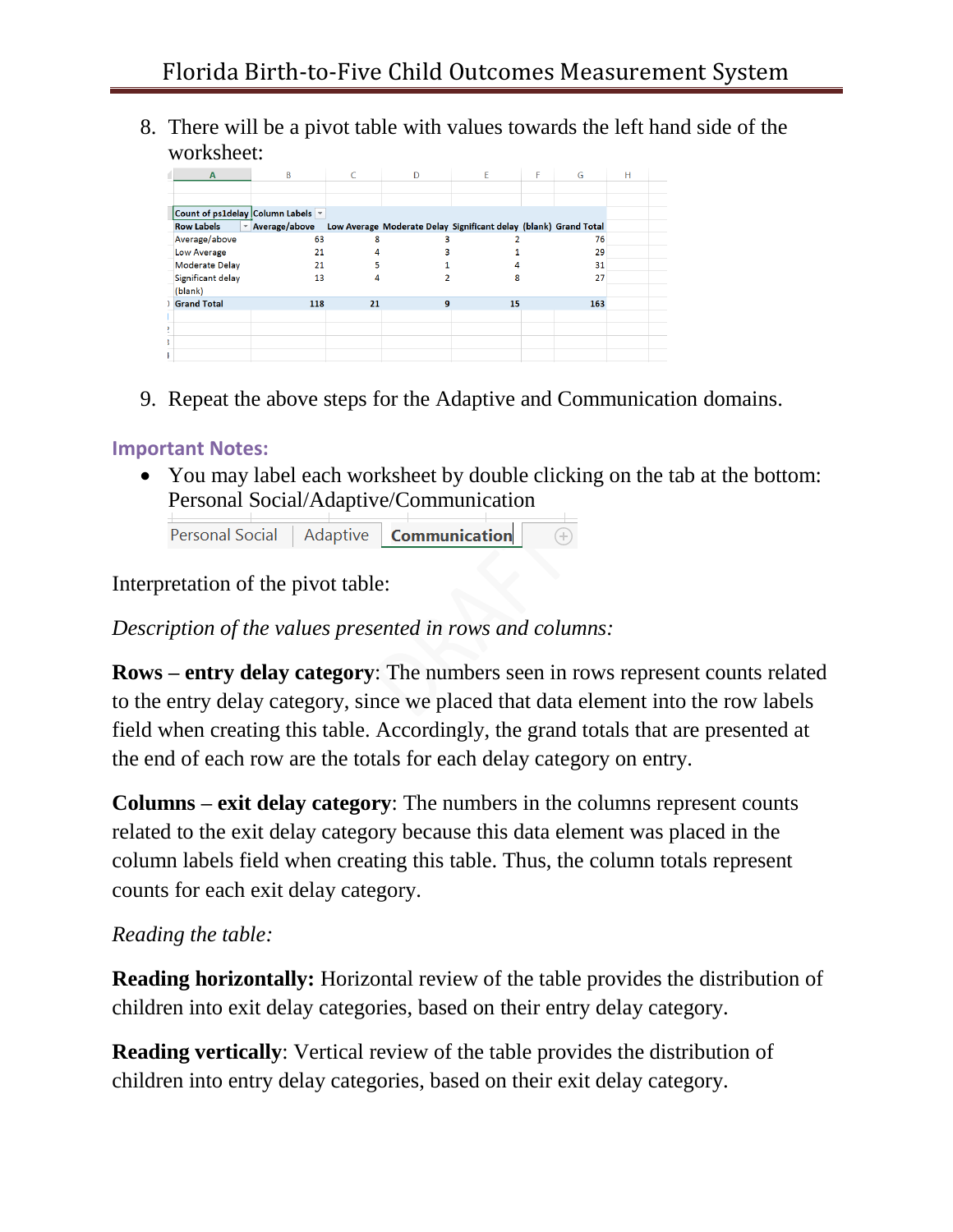8. There will be a pivot table with values towards the left hand side of the worksheet:

| Count of ps1delay | Column Labels | | | | | |
|---|---|---|---|---|---|---|
| Row Labels | Average/above | Low Average | Moderate Delay | Significant delay | (blank) | Grand Total |
| Average/above | 63 | 8 | 3 | 2 | | 76 |
| Low Average | 21 | 4 | 3 | 1 | | 29 |
| Moderate Delay | 21 | 5 | 1 | 4 | | 31 |
| Significant delay | 13 | 4 | 2 | 8 | | 27 |
| (blank) | | | | | | |
| Grand Total | 118 | 21 | 9 | 15 | | 163 |

9. Repeat the above steps for the Adaptive and Communication domains.

## Important Notes:

- You may label each worksheet by double clicking on the tab at the bottom: Personal Social/Adaptive/Communication

Personal Social | Adaptive | Communication

Interpretation of the pivot table:

*Description of the values presented in rows and columns:*

**Rows – entry delay category**: The numbers seen in rows represent counts related to the entry delay category, since we placed that data element into the row labels field when creating this table. Accordingly, the grand totals that are presented at the end of each row are the totals for each delay category on entry.

**Columns – exit delay category**: The numbers in the columns represent counts related to the exit delay category because this data element was placed in the column labels field when creating this table. Thus, the column totals represent counts for each exit delay category.

*Reading the table:*

**Reading horizontally:** Horizontal review of the table provides the distribution of children into exit delay categories, based on their entry delay category.

**Reading vertically**: Vertical review of the table provides the distribution of children into entry delay categories, based on their exit delay category.